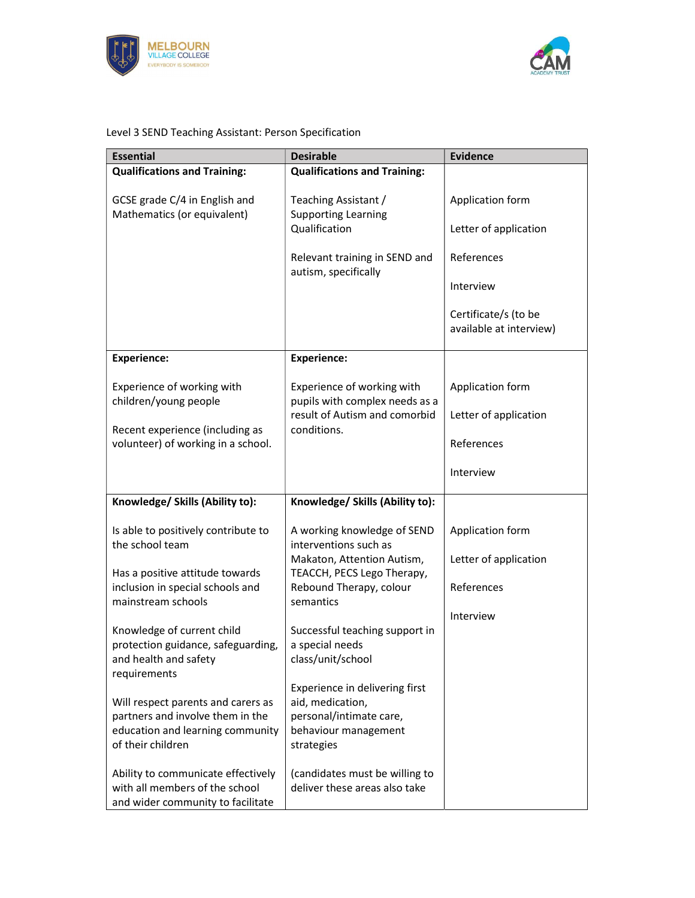Level 3 SEND Teaching Assistant: Person Specification

| Essential | Desirable | Evidence |
|---|---|---|
| **Qualifications and Training:**<br><br>GCSE grade C/4 in English and Mathematics (or equivalent) | **Qualifications and Training:**<br><br>Teaching Assistant / Supporting Learning Qualification<br><br>Relevant training in SEND and autism, specifically | Application form<br><br>Letter of application<br><br>References<br><br>Interview<br><br>Certificate/s (to be available at interview) |
| **Experience:**<br><br>Experience of working with children/young people<br><br>Recent experience (including as volunteer) of working in a school. | **Experience:**<br><br>Experience of working with pupils with complex needs as a result of Autism and comorbid conditions. | Application form<br><br>Letter of application<br><br>References<br><br>Interview |
| **Knowledge/ Skills (Ability to):**<br><br>Is able to positively contribute to the school team<br><br>Has a positive attitude towards inclusion in special schools and mainstream schools<br><br>Knowledge of current child protection guidance, safeguarding, and health and safety requirements<br><br>Will respect parents and carers as partners and involve them in the education and learning community of their children<br><br>Ability to communicate effectively with all members of the school and wider community to facilitate | **Knowledge/ Skills (Ability to):**<br><br>A working knowledge of SEND interventions such as Makaton, Attention Autism, TEACCH, PECS Lego Therapy, Rebound Therapy, colour semantics<br><br>Successful teaching support in a special needs class/unit/school<br><br>Experience in delivering first aid, medication, personal/intimate care, behaviour management strategies<br><br>(candidates must be willing to deliver these areas also take | Application form<br><br>Letter of application<br><br>References<br><br>Interview |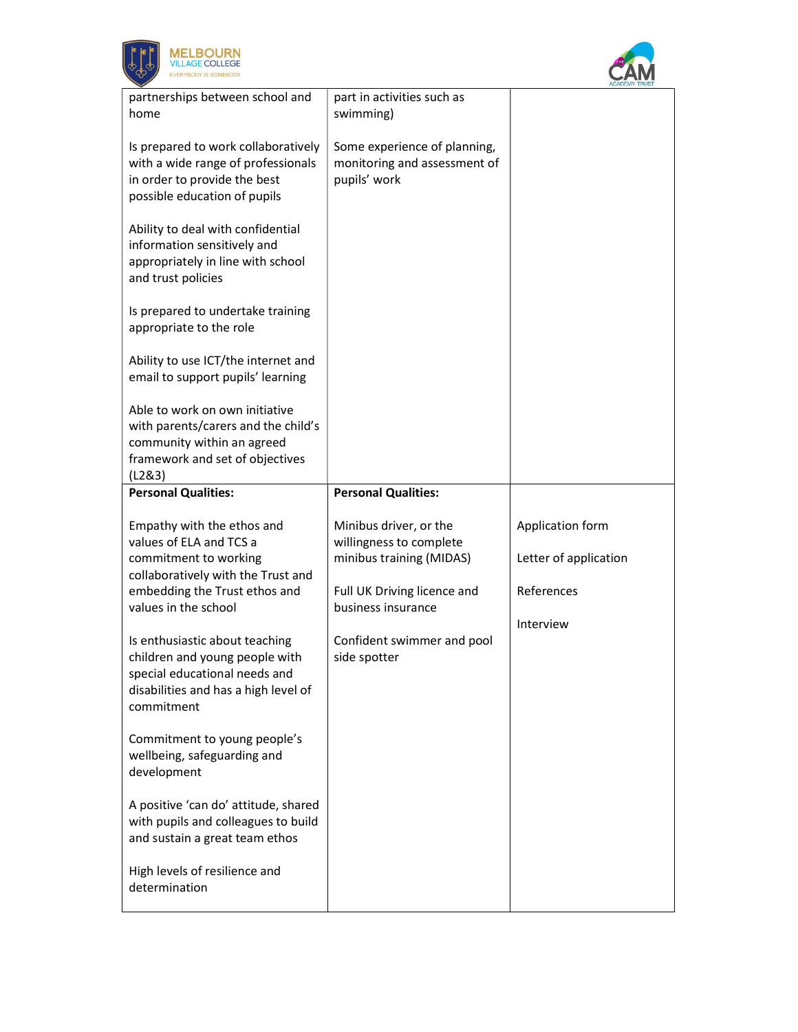| | | |
|---|---|---|
| partnerships between school and home<br><br>Is prepared to work collaboratively with a wide range of professionals in order to provide the best possible education of pupils<br><br>Ability to deal with confidential information sensitively and appropriately in line with school and trust policies<br><br>Is prepared to undertake training appropriate to the role<br><br>Ability to use ICT/the internet and email to support pupils' learning<br><br>Able to work on own initiative with parents/carers and the child's community within an agreed framework and set of objectives (L2&3) | part in activities such as swimming)<br><br>Some experience of planning, monitoring and assessment of pupils' work | |
| **Personal Qualities:**<br><br>Empathy with the ethos and values of ELA and TCS a commitment to working collaboratively with the Trust and embedding the Trust ethos and values in the school<br><br>Is enthusiastic about teaching children and young people with special educational needs and disabilities and has a high level of commitment<br><br>Commitment to young people's wellbeing, safeguarding and development<br><br>A positive 'can do' attitude, shared with pupils and colleagues to build and sustain a great team ethos<br><br>High levels of resilience and determination | **Personal Qualities:**<br><br>Minibus driver, or the willingness to complete minibus training (MIDAS)<br><br>Full UK Driving licence and business insurance<br><br>Confident swimmer and pool side spotter | Application form<br><br>Letter of application<br><br>References<br><br>Interview |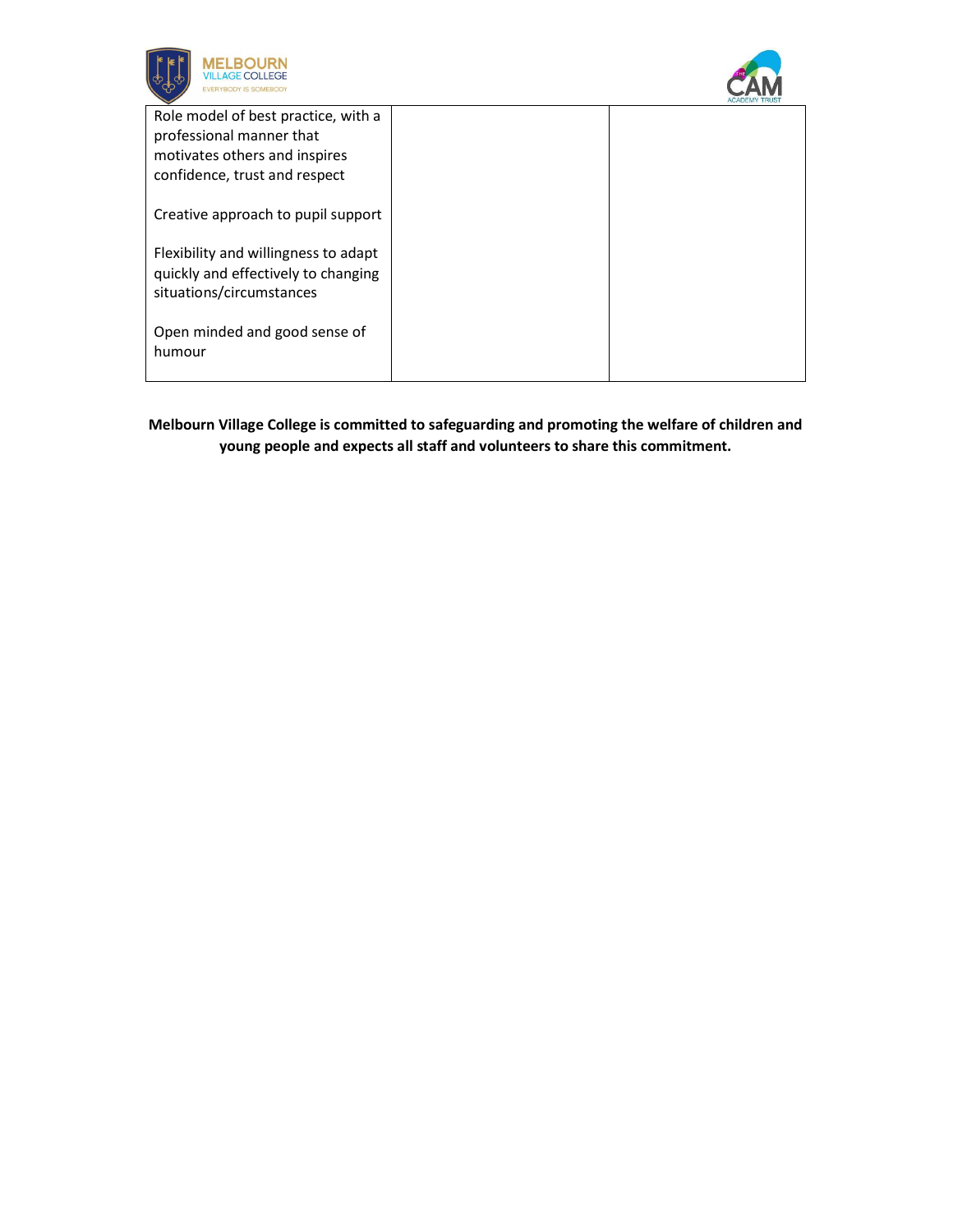| | | |
|---|---|---|
| Role model of best practice, with a professional manner that motivates others and inspires confidence, trust and respect<br><br>Creative approach to pupil support<br><br>Flexibility and willingness to adapt quickly and effectively to changing situations/circumstances<br><br>Open minded and good sense of humour | | |

**Melbourn Village College is committed to safeguarding and promoting the welfare of children and young people and expects all staff and volunteers to share this commitment.**